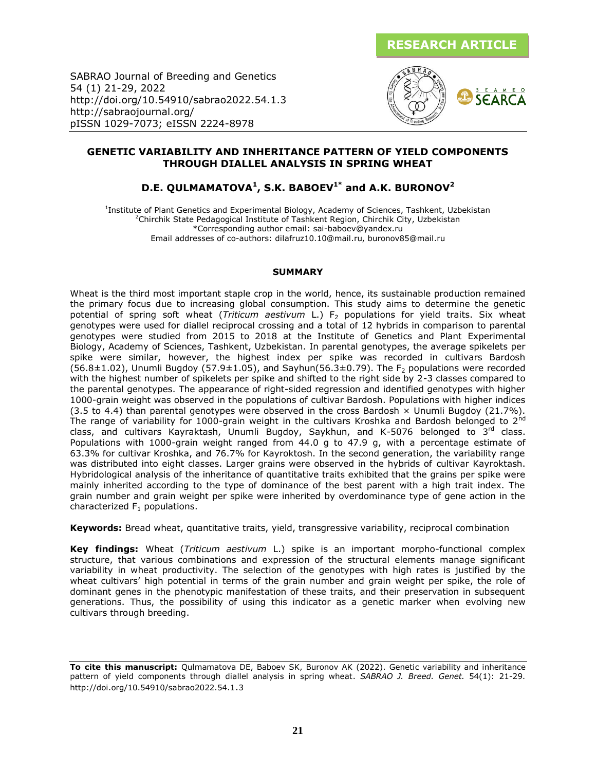RESEARCH ARTICLE

SABRAO Journal of Breeding and Genetics
54 (1) 21-29, 2022
http://doi.org/10.54910/sabrao2022.54.1.3
http://sabraojournal.org/
pISSN 1029-7073; eISSN 2224-8978

# GENETIC VARIABILITY AND INHERITANCE PATTERN OF YIELD COMPONENTS THROUGH DIALLEL ANALYSIS IN SPRING WHEAT

## D.E. QULMAMATOVA[1], S.K. BABOEV[1*] and A.K. BURONOV[2]

[1]Institute of Plant Genetics and Experimental Biology, Academy of Sciences, Tashkent, Uzbekistan
[2]Chirchik State Pedagogical Institute of Tashkent Region, Chirchik City, Uzbekistan
*Corresponding author email: sai-baboev@yandex.ru
Email addresses of co-authors: dilafruz10.10@mail.ru, buronov85@mail.ru

### SUMMARY

Wheat is the third most important staple crop in the world, hence, its sustainable production remained the primary focus due to increasing global consumption. This study aims to determine the genetic potential of spring soft wheat (*Triticum aestivum* L.) $F_2$ populations for yield traits. Six wheat genotypes were used for diallel reciprocal crossing and a total of 12 hybrids in comparison to parental genotypes were studied from 2015 to 2018 at the Institute of Genetics and Plant Experimental Biology, Academy of Sciences, Tashkent, Uzbekistan. In parental genotypes, the average spikelets per spike were similar, however, the highest index per spike was recorded in cultivars Bardosh (56.8±1.02), Unumli Bugdoy (57.9±1.05), and Sayhun(56.3±0.79). The $F_2$ populations were recorded with the highest number of spikelets per spike and shifted to the right side by 2-3 classes compared to the parental genotypes. The appearance of right-sided regression and identified genotypes with higher 1000-grain weight was observed in the populations of cultivar Bardosh. Populations with higher indices (3.5 to 4.4) than parental genotypes were observed in the cross Bardosh × Unumli Bugdoy (21.7%). The range of variability for 1000-grain weight in the cultivars Kroshka and Bardosh belonged to 2nd class, and cultivars Kayraktash, Unumli Bugdoy, Saykhun, and K-5076 belonged to 3rd class. Populations with 1000-grain weight ranged from 44.0 g to 47.9 g, with a percentage estimate of 63.3% for cultivar Kroshka, and 76.7% for Kayroktosh. In the second generation, the variability range was distributed into eight classes. Larger grains were observed in the hybrids of cultivar Kayroktash. Hybridological analysis of the inheritance of quantitative traits exhibited that the grains per spike were mainly inherited according to the type of dominance of the best parent with a high trait index. The grain number and grain weight per spike were inherited by overdominance type of gene action in the characterized $F_1$ populations.

**Keywords:** Bread wheat, quantitative traits, yield, transgressive variability, reciprocal combination

**Key findings:** Wheat (*Triticum aestivum* L.) spike is an important morpho-functional complex structure, that various combinations and expression of the structural elements manage significant variability in wheat productivity. The selection of the genotypes with high rates is justified by the wheat cultivars' high potential in terms of the grain number and grain weight per spike, the role of dominant genes in the phenotypic manifestation of these traits, and their preservation in subsequent generations. Thus, the possibility of using this indicator as a genetic marker when evolving new cultivars through breeding.

**To cite this manuscript:** Qulmamatova DE, Baboev SK, Buronov AK (2022). Genetic variability and inheritance pattern of yield components through diallel analysis in spring wheat. *SABRAO J. Breed. Genet.* 54(1): 21-29. http://doi.org/10.54910/sabrao2022.54.1.3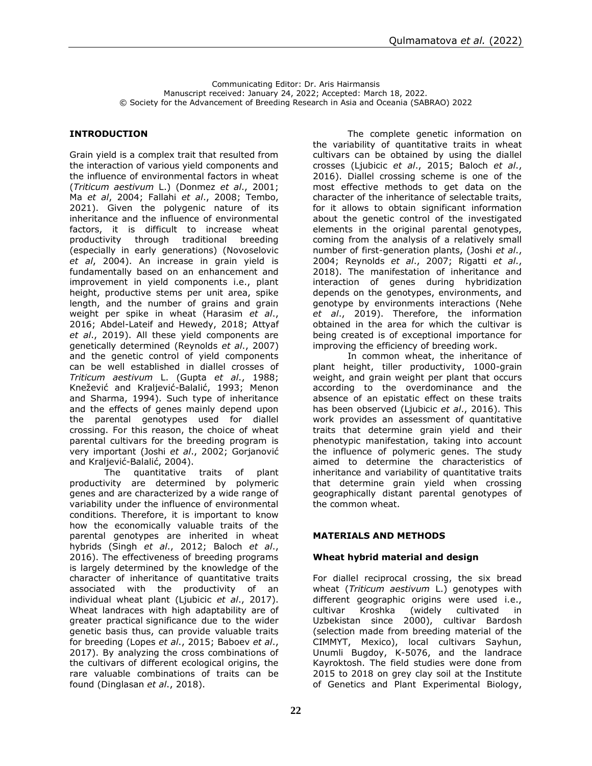Communicating Editor: Dr. Aris Hairmansis
Manuscript received: January 24, 2022; Accepted: March 18, 2022.
© Society for the Advancement of Breeding Research in Asia and Oceania (SABRAO) 2022

## INTRODUCTION

Grain yield is a complex trait that resulted from the interaction of various yield components and the influence of environmental factors in wheat (*Triticum aestivum* L.) (Donmez *et al*., 2001; Ma *et al*, 2004; Fallahi *et al*., 2008; Tembo, 2021). Given the polygenic nature of its inheritance and the influence of environmental factors, it is difficult to increase wheat productivity through traditional breeding (especially in early generations) (Novoselovic *et al*, 2004). An increase in grain yield is fundamentally based on an enhancement and improvement in yield components i.e., plant height, productive stems per unit area, spike length, and the number of grains and grain weight per spike in wheat (Harasim *et al*., 2016; Abdel-Lateif and Hewedy, 2018; Attyaf *et al*., 2019). All these yield components are genetically determined (Reynolds *et al*., 2007) and the genetic control of yield components can be well established in diallel crosses of *Triticum aestivum* L. (Gupta *et al*., 1988; Knežević and Kraljević-Balalić, 1993; Menon and Sharma, 1994). Such type of inheritance and the effects of genes mainly depend upon the parental genotypes used for diallel crossing. For this reason, the choice of wheat parental cultivars for the breeding program is very important (Joshi *et al*., 2002; Gorjanović and Kraljević-Balalić, 2004).

The quantitative traits of plant productivity are determined by polymeric genes and are characterized by a wide range of variability under the influence of environmental conditions. Therefore, it is important to know how the economically valuable traits of the parental genotypes are inherited in wheat hybrids (Singh *et al*., 2012; Baloch *et al*., 2016). The effectiveness of breeding programs is largely determined by the knowledge of the character of inheritance of quantitative traits associated with the productivity of an individual wheat plant (Ljubicic *et al*., 2017). Wheat landraces with high adaptability are of greater practical significance due to the wider genetic basis thus, can provide valuable traits for breeding (Lopes *et al*., 2015; Baboev *et al*., 2017). By analyzing the cross combinations of the cultivars of different ecological origins, the rare valuable combinations of traits can be found (Dinglasan *et al*., 2018).

The complete genetic information on the variability of quantitative traits in wheat cultivars can be obtained by using the diallel crosses (Ljubicic *et al*., 2015; Baloch *et al*., 2016). Diallel crossing scheme is one of the most effective methods to get data on the character of the inheritance of selectable traits, for it allows to obtain significant information about the genetic control of the investigated elements in the original parental genotypes, coming from the analysis of a relatively small number of first-generation plants, (Joshi *et al*., 2004; Reynolds *et al*., 2007; Rigatti *et al*., 2018). The manifestation of inheritance and interaction of genes during hybridization depends on the genotypes, environments, and genotype by environments interactions (Nehe *et al*., 2019). Therefore, the information obtained in the area for which the cultivar is being created is of exceptional importance for improving the efficiency of breeding work.

In common wheat, the inheritance of plant height, tiller productivity, 1000-grain weight, and grain weight per plant that occurs according to the overdominance and the absence of an epistatic effect on these traits has been observed (Ljubicic *et al*., 2016). This work provides an assessment of quantitative traits that determine grain yield and their phenotypic manifestation, taking into account the influence of polymeric genes. The study aimed to determine the characteristics of inheritance and variability of quantitative traits that determine grain yield when crossing geographically distant parental genotypes of the common wheat.

## MATERIALS AND METHODS

### Wheat hybrid material and design

For diallel reciprocal crossing, the six bread wheat (*Triticum aestivum* L.) genotypes with different geographic origins were used i.e., cultivar Kroshka (widely cultivated in Uzbekistan since 2000), cultivar Bardosh (selection made from breeding material of the CIMMYT, Mexico), local cultivars Sayhun, Unumli Bugdoy, K-5076, and the landrace Kayroktosh. The field studies were done from 2015 to 2018 on grey clay soil at the Institute of Genetics and Plant Experimental Biology,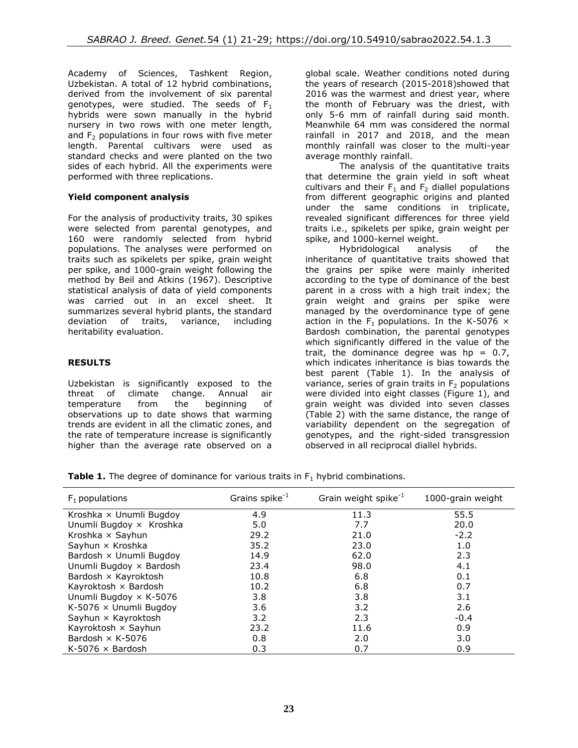Academy of Sciences, Tashkent Region, Uzbekistan. A total of 12 hybrid combinations, derived from the involvement of six parental genotypes, were studied. The seeds of $F_1$ hybrids were sown manually in the hybrid nursery in two rows with one meter length, and $F_2$ populations in four rows with five meter length. Parental cultivars were used as standard checks and were planted on the two sides of each hybrid. All the experiments were performed with three replications.

### Yield component analysis

For the analysis of productivity traits, 30 spikes were selected from parental genotypes, and 160 were randomly selected from hybrid populations. The analyses were performed on traits such as spikelets per spike, grain weight per spike, and 1000-grain weight following the method by Beil and Atkins (1967). Descriptive statistical analysis of data of yield components was carried out in an excel sheet. It summarizes several hybrid plants, the standard deviation of traits, variance, including heritability evaluation.

## RESULTS

Uzbekistan is significantly exposed to the threat of climate change. Annual air temperature from the beginning of observations up to date shows that warming trends are evident in all the climatic zones, and the rate of temperature increase is significantly higher than the average rate observed on a global scale. Weather conditions noted during the years of research (2015-2018)showed that 2016 was the warmest and driest year, where the month of February was the driest, with only 5-6 mm of rainfall during said month. Meanwhile 64 mm was considered the normal rainfall in 2017 and 2018, and the mean monthly rainfall was closer to the multi-year average monthly rainfall.

The analysis of the quantitative traits that determine the grain yield in soft wheat cultivars and their $F_1$ and $F_2$ diallel populations from different geographic origins and planted under the same conditions in triplicate, revealed significant differences for three yield traits i.e., spikelets per spike, grain weight per spike, and 1000-kernel weight.

Hybridological analysis of the inheritance of quantitative traits showed that the grains per spike were mainly inherited according to the type of dominance of the best parent in a cross with a high trait index; the grain weight and grains per spike were managed by the overdominance type of gene action in the $F_1$ populations. In the K-5076 × Bardosh combination, the parental genotypes which significantly differed in the value of the trait, the dominance degree was hp = 0.7, which indicates inheritance is bias towards the best parent (Table 1). In the analysis of variance, series of grain traits in $F_2$ populations were divided into eight classes (Figure 1), and grain weight was divided into seven classes (Table 2) with the same distance, the range of variability dependent on the segregation of genotypes, and the right-sided transgression observed in all reciprocal diallel hybrids.

**Table 1.** The degree of dominance for various traits in $F_1$ hybrid combinations.

| $F_1$ populations | Grains spike$^{-1}$ | Grain weight spike$^{-1}$ | 1000-grain weight |
|---|---|---|---|
| Kroshka × Unumli Bugdoy | 4.9 | 11.3 | 55.5 |
| Unumli Bugdoy × Kroshka | 5.0 | 7.7 | 20.0 |
| Kroshka × Sayhun | 29.2 | 21.0 | -2.2 |
| Sayhun × Kroshka | 35.2 | 23.0 | 1.0 |
| Bardosh × Unumli Bugdoy | 14.9 | 62.0 | 2.3 |
| Unumli Bugdoy × Bardosh | 23.4 | 98.0 | 4.1 |
| Bardosh × Kayroktosh | 10.8 | 6.8 | 0.1 |
| Kayroktosh × Bardosh | 10.2 | 6.8 | 0.7 |
| Unumli Bugdoy × K-5076 | 3.8 | 3.8 | 3.1 |
| K-5076 × Unumli Bugdoy | 3.6 | 3.2 | 2.6 |
| Sayhun × Kayroktosh | 3.2 | 2.3 | -0.4 |
| Kayroktosh × Sayhun | 23.2 | 11.6 | 0.9 |
| Bardosh × K-5076 | 0.8 | 2.0 | 3.0 |
| K-5076 × Bardosh | 0.3 | 0.7 | 0.9 |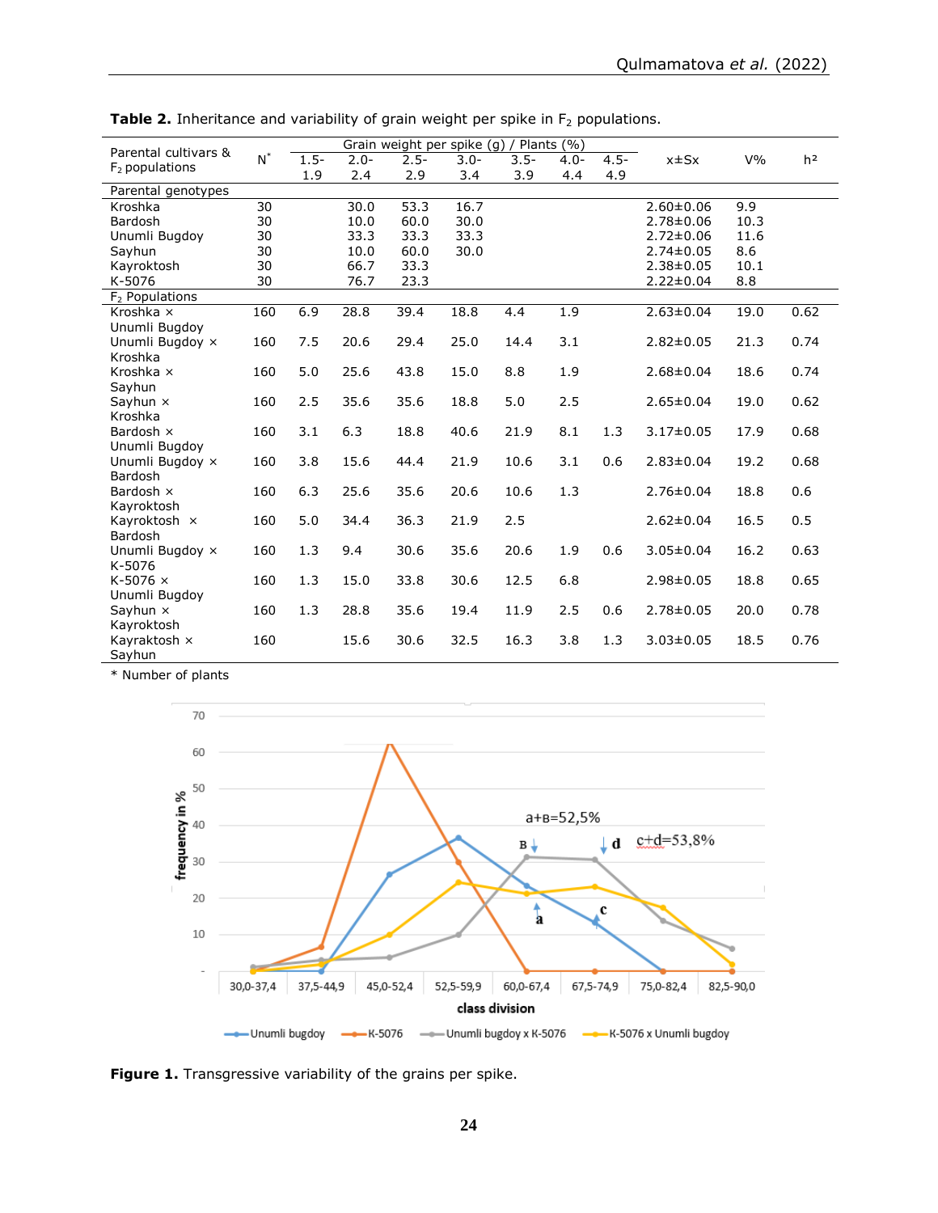**Table 2.** Inheritance and variability of grain weight per spike in $F_2$ populations.

| Parental cultivars & $F_2$ populations | N* | Grain weight per spike (g) / Plants (%) | | | | | | | x±Sx | V% | h² |
|---|---|---|---|---|---|---|---|---|---|---|---|
| | | 1.5-1.9 | 2.0-2.4 | 2.5-2.9 | 3.0-3.4 | 3.5-3.9 | 4.0-4.4 | 4.5-4.9 | | | |
| **Parental genotypes** | | | | | | | | | | | |
| Kroshka | 30 | | 30.0 | 53.3 | 16.7 | | | | 2.60±0.06 | 9.9 | |
| Bardosh | 30 | | 10.0 | 60.0 | 30.0 | | | | 2.78±0.06 | 10.3 | |
| Unumli Bugdoy | 30 | | 33.3 | 33.3 | 33.3 | | | | 2.72±0.06 | 11.6 | |
| Sayhun | 30 | | 10.0 | 60.0 | 30.0 | | | | 2.74±0.05 | 8.6 | |
| Kayroktosh | 30 | | 66.7 | 33.3 | | | | | 2.38±0.05 | 10.1 | |
| K-5076 | 30 | | 76.7 | 23.3 | | | | | 2.22±0.04 | 8.8 | |
| **$F_2$ Populations** | | | | | | | | | | | |
| Kroshka × Unumli Bugdoy | 160 | 6.9 | 28.8 | 39.4 | 18.8 | 4.4 | 1.9 | | 2.63±0.04 | 19.0 | 0.62 |
| Unumli Bugdoy × Kroshka | 160 | 7.5 | 20.6 | 29.4 | 25.0 | 14.4 | 3.1 | | 2.82±0.05 | 21.3 | 0.74 |
| Kroshka × Sayhun | 160 | 5.0 | 25.6 | 43.8 | 15.0 | 8.8 | 1.9 | | 2.68±0.04 | 18.6 | 0.74 |
| Sayhun × Kroshka | 160 | 2.5 | 35.6 | 35.6 | 18.8 | 5.0 | 2.5 | | 2.65±0.04 | 19.0 | 0.62 |
| Bardosh × Unumli Bugdoy | 160 | 3.1 | 6.3 | 18.8 | 40.6 | 21.9 | 8.1 | 1.3 | 3.17±0.05 | 17.9 | 0.68 |
| Unumli Bugdoy × Bardosh | 160 | 3.8 | 15.6 | 44.4 | 21.9 | 10.6 | 3.1 | 0.6 | 2.83±0.04 | 19.2 | 0.68 |
| Bardosh × Kayroktosh | 160 | 6.3 | 25.6 | 35.6 | 20.6 | 10.6 | 1.3 | | 2.76±0.04 | 18.8 | 0.6 |
| Kayroktosh × Bardosh | 160 | 5.0 | 34.4 | 36.3 | 21.9 | 2.5 | | | 2.62±0.04 | 16.5 | 0.5 |
| Unumli Bugdoy × K-5076 | 160 | 1.3 | 9.4 | 30.6 | 35.6 | 20.6 | 1.9 | 0.6 | 3.05±0.04 | 16.2 | 0.63 |
| K-5076 × Unumli Bugdoy | 160 | 1.3 | 15.0 | 33.8 | 30.6 | 12.5 | 6.8 | | 2.98±0.05 | 18.8 | 0.65 |
| Sayhun × Kayroktosh | 160 | 1.3 | 28.8 | 35.6 | 19.4 | 11.9 | 2.5 | 0.6 | 2.78±0.05 | 20.0 | 0.78 |
| Kayraktosh × Sayhun | 160 | | 15.6 | 30.6 | 32.5 | 16.3 | 3.8 | 1.3 | 3.03±0.05 | 18.5 | 0.76 |

\* Number of plants

**Figure 1.** Transgressive variability of the grains per spike.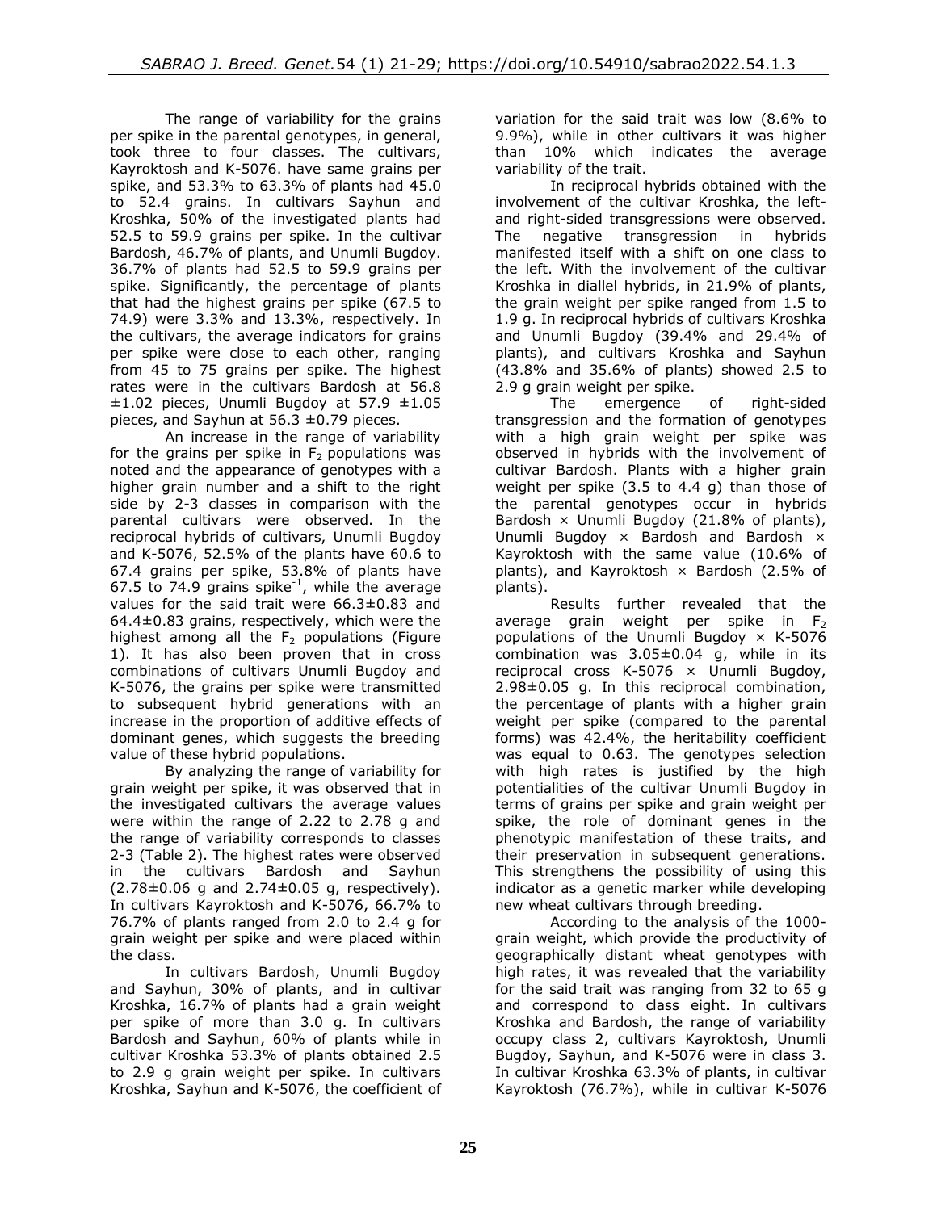The range of variability for the grains per spike in the parental genotypes, in general, took three to four classes. The cultivars, Kayroktosh and K-5076. have same grains per spike, and 53.3% to 63.3% of plants had 45.0 to 52.4 grains. In cultivars Sayhun and Kroshka, 50% of the investigated plants had 52.5 to 59.9 grains per spike. In the cultivar Bardosh, 46.7% of plants, and Unumli Bugdoy. 36.7% of plants had 52.5 to 59.9 grains per spike. Significantly, the percentage of plants that had the highest grains per spike (67.5 to 74.9) were 3.3% and 13.3%, respectively. In the cultivars, the average indicators for grains per spike were close to each other, ranging from 45 to 75 grains per spike. The highest rates were in the cultivars Bardosh at 56.8 ±1.02 pieces, Unumli Bugdoy at 57.9 ±1.05 pieces, and Sayhun at 56.3 ±0.79 pieces.

An increase in the range of variability for the grains per spike in $F_2$ populations was noted and the appearance of genotypes with a higher grain number and a shift to the right side by 2-3 classes in comparison with the parental cultivars were observed. In the reciprocal hybrids of cultivars, Unumli Bugdoy and K-5076, 52.5% of the plants have 60.6 to 67.4 grains per spike, 53.8% of plants have 67.5 to 74.9 grains spike$^{-1}$, while the average values for the said trait were 66.3±0.83 and 64.4±0.83 grains, respectively, which were the highest among all the $F_2$ populations (Figure 1). It has also been proven that in cross combinations of cultivars Unumli Bugdoy and K-5076, the grains per spike were transmitted to subsequent hybrid generations with an increase in the proportion of additive effects of dominant genes, which suggests the breeding value of these hybrid populations.

By analyzing the range of variability for grain weight per spike, it was observed that in the investigated cultivars the average values were within the range of 2.22 to 2.78 g and the range of variability corresponds to classes 2-3 (Table 2). The highest rates were observed in the cultivars Bardosh and Sayhun (2.78±0.06 g and 2.74±0.05 g, respectively). In cultivars Kayroktosh and K-5076, 66.7% to 76.7% of plants ranged from 2.0 to 2.4 g for grain weight per spike and were placed within the class.

In cultivars Bardosh, Unumli Bugdoy and Sayhun, 30% of plants, and in cultivar Kroshka, 16.7% of plants had a grain weight per spike of more than 3.0 g. In cultivars Bardosh and Sayhun, 60% of plants while in cultivar Kroshka 53.3% of plants obtained 2.5 to 2.9 g grain weight per spike. In cultivars Kroshka, Sayhun and K-5076, the coefficient of variation for the said trait was low (8.6% to 9.9%), while in other cultivars it was higher than 10% which indicates the average variability of the trait.

In reciprocal hybrids obtained with the involvement of the cultivar Kroshka, the left- and right-sided transgressions were observed. The negative transgression in hybrids manifested itself with a shift on one class to the left. With the involvement of the cultivar Kroshka in diallel hybrids, in 21.9% of plants, the grain weight per spike ranged from 1.5 to 1.9 g. In reciprocal hybrids of cultivars Kroshka and Unumli Bugdoy (39.4% and 29.4% of plants), and cultivars Kroshka and Sayhun (43.8% and 35.6% of plants) showed 2.5 to 2.9 g grain weight per spike.

The emergence of right-sided transgression and the formation of genotypes with a high grain weight per spike was observed in hybrids with the involvement of cultivar Bardosh. Plants with a higher grain weight per spike (3.5 to 4.4 g) than those of the parental genotypes occur in hybrids Bardosh × Unumli Bugdoy (21.8% of plants), Unumli Bugdoy × Bardosh and Bardosh × Kayroktosh with the same value (10.6% of plants), and Kayroktosh × Bardosh (2.5% of plants).

Results further revealed that the average grain weight per spike in $F_2$ populations of the Unumli Bugdoy × K-5076 combination was 3.05±0.04 g, while in its reciprocal cross K-5076 × Unumli Bugdoy, 2.98±0.05 g. In this reciprocal combination, the percentage of plants with a higher grain weight per spike (compared to the parental forms) was 42.4%, the heritability coefficient was equal to 0.63. The genotypes selection with high rates is justified by the high potentialities of the cultivar Unumli Bugdoy in terms of grains per spike and grain weight per spike, the role of dominant genes in the phenotypic manifestation of these traits, and their preservation in subsequent generations. This strengthens the possibility of using this indicator as a genetic marker while developing new wheat cultivars through breeding.

According to the analysis of the 1000-grain weight, which provide the productivity of geographically distant wheat genotypes with high rates, it was revealed that the variability for the said trait was ranging from 32 to 65 g and correspond to class eight. In cultivars Kroshka and Bardosh, the range of variability occupy class 2, cultivars Kayroktosh, Unumli Bugdoy, Sayhun, and K-5076 were in class 3. In cultivar Kroshka 63.3% of plants, in cultivar Kayroktosh (76.7%), while in cultivar K-5076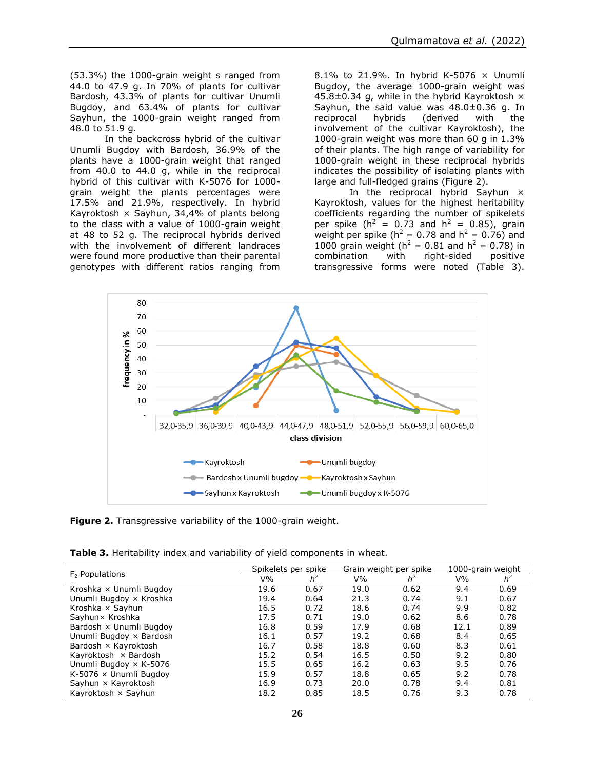(53.3%) the 1000-grain weight s ranged from 44.0 to 47.9 g. In 70% of plants for cultivar Bardosh, 43.3% of plants for cultivar Unumli Bugdoy, and 63.4% of plants for cultivar Sayhun, the 1000-grain weight ranged from 48.0 to 51.9 g.

In the backcross hybrid of the cultivar Unumli Bugdoy with Bardosh, 36.9% of the plants have a 1000-grain weight that ranged from 40.0 to 44.0 g, while in the reciprocal hybrid of this cultivar with K-5076 for 1000-grain weight the plants percentages were 17.5% and 21.9%, respectively. In hybrid Kayroktosh × Sayhun, 34,4% of plants belong to the class with a value of 1000-grain weight at 48 to 52 g. The reciprocal hybrids derived with the involvement of different landraces were found more productive than their parental genotypes with different ratios ranging from 8.1% to 21.9%. In hybrid K-5076 × Unumli Bugdoy, the average 1000-grain weight was 45.8±0.34 g, while in the hybrid Kayroktosh × Sayhun, the said value was 48.0±0.36 g. In reciprocal hybrids (derived with the involvement of the cultivar Kayroktosh), the 1000-grain weight was more than 60 g in 1.3% of their plants. The high range of variability for 1000-grain weight in these reciprocal hybrids indicates the possibility of isolating plants with large and full-fledged grains (Figure 2).

In the reciprocal hybrid Sayhun × Kayroktosh, values for the highest heritability coefficients regarding the number of spikelets per spike ($h^2$ = 0.73 and $h^2$ = 0.85), grain weight per spike ($h^2$ = 0.78 and $h^2$ = 0.76) and 1000 grain weight ($h^2$ = 0.81 and $h^2$ = 0.78) in combination with right-sided positive transgressive forms were noted (Table 3).

**Figure 2.** Transgressive variability of the 1000-grain weight.

**Table 3.** Heritability index and variability of yield components in wheat.

| $F_2$ Populations | Spikelets per spike | | Grain weight per spike | | 1000-grain weight | |
|---|---|---|---|---|---|---|
| | V% | $h^2$ | V% | $h^2$ | V% | $h^2$ |
| Kroshka × Unumli Bugdoy | 19.6 | 0.67 | 19.0 | 0.62 | 9.4 | 0.69 |
| Unumli Bugdoy × Kroshka | 19.4 | 0.64 | 21.3 | 0.74 | 9.1 | 0.67 |
| Kroshka × Sayhun | 16.5 | 0.72 | 18.6 | 0.74 | 9.9 | 0.82 |
| Sayhun× Kroshka | 17.5 | 0.71 | 19.0 | 0.62 | 8.6 | 0.78 |
| Bardosh × Unumli Bugdoy | 16.8 | 0.59 | 17.9 | 0.68 | 12.1 | 0.89 |
| Unumli Bugdoy × Bardosh | 16.1 | 0.57 | 19.2 | 0.68 | 8.4 | 0.65 |
| Bardosh × Kayroktosh | 16.7 | 0.58 | 18.8 | 0.60 | 8.3 | 0.61 |
| Kayroktosh × Bardosh | 15.2 | 0.54 | 16.5 | 0.50 | 9.2 | 0.80 |
| Unumli Bugdoy × K-5076 | 15.5 | 0.65 | 16.2 | 0.63 | 9.5 | 0.76 |
| K-5076 × Unumli Bugdoy | 15.9 | 0.57 | 18.8 | 0.65 | 9.2 | 0.78 |
| Sayhun × Kayroktosh | 16.9 | 0.73 | 20.0 | 0.78 | 9.4 | 0.81 |
| Kayroktosh × Sayhun | 18.2 | 0.85 | 18.5 | 0.76 | 9.3 | 0.78 |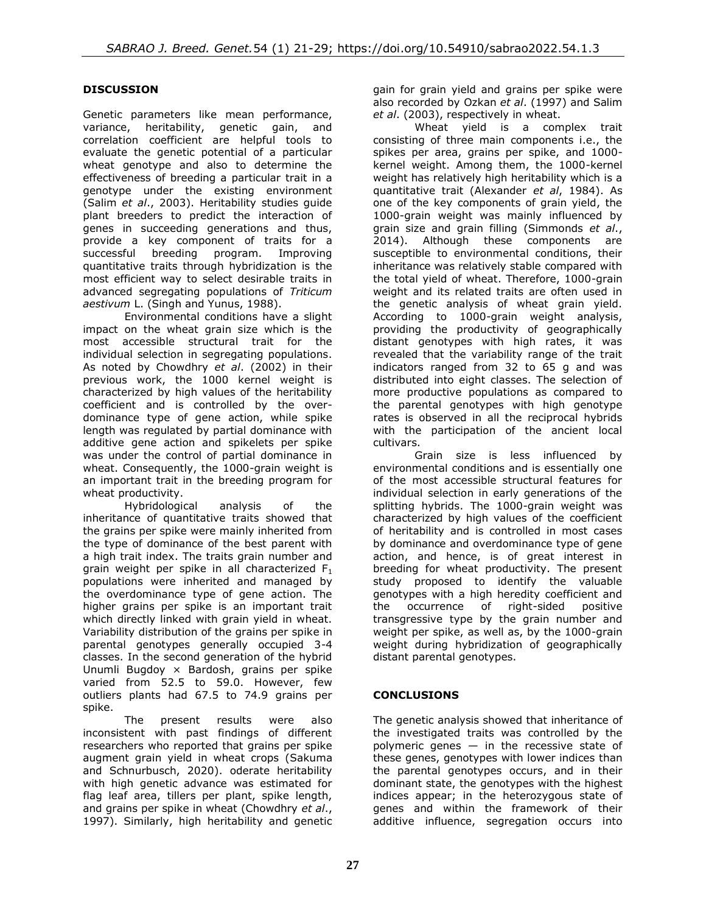## DISCUSSION

Genetic parameters like mean performance, variance, heritability, genetic gain, and correlation coefficient are helpful tools to evaluate the genetic potential of a particular wheat genotype and also to determine the effectiveness of breeding a particular trait in a genotype under the existing environment (Salim *et al*., 2003). Heritability studies guide plant breeders to predict the interaction of genes in succeeding generations and thus, provide a key component of traits for a successful breeding program. Improving quantitative traits through hybridization is the most efficient way to select desirable traits in advanced segregating populations of *Triticum aestivum* L. (Singh and Yunus, 1988).

Environmental conditions have a slight impact on the wheat grain size which is the most accessible structural trait for the individual selection in segregating populations. As noted by Chowdhry *et al*. (2002) in their previous work, the 1000 kernel weight is characterized by high values of the heritability coefficient and is controlled by the over-dominance type of gene action, while spike length was regulated by partial dominance with additive gene action and spikelets per spike was under the control of partial dominance in wheat. Consequently, the 1000-grain weight is an important trait in the breeding program for wheat productivity.

Hybridological analysis of the inheritance of quantitative traits showed that the grains per spike were mainly inherited from the type of dominance of the best parent with a high trait index. The traits grain number and grain weight per spike in all characterized $F_1$ populations were inherited and managed by the overdominance type of gene action. The higher grains per spike is an important trait which directly linked with grain yield in wheat. Variability distribution of the grains per spike in parental genotypes generally occupied 3-4 classes. In the second generation of the hybrid Unumli Bugdoy × Bardosh, grains per spike varied from 52.5 to 59.0. However, few outliers plants had 67.5 to 74.9 grains per spike.

The present results were also inconsistent with past findings of different researchers who reported that grains per spike augment grain yield in wheat crops (Sakuma and Schnurbusch, 2020). oderate heritability with high genetic advance was estimated for flag leaf area, tillers per plant, spike length, and grains per spike in wheat (Chowdhry *et al*., 1997). Similarly, high heritability and genetic gain for grain yield and grains per spike were also recorded by Ozkan *et al*. (1997) and Salim *et al*. (2003), respectively in wheat.

Wheat yield is a complex trait consisting of three main components i.e., the spikes per area, grains per spike, and 1000-kernel weight. Among them, the 1000-kernel weight has relatively high heritability which is a quantitative trait (Alexander *et al*, 1984). As one of the key components of grain yield, the 1000-grain weight was mainly influenced by grain size and grain filling (Simmonds *et al*., 2014). Although these components are susceptible to environmental conditions, their inheritance was relatively stable compared with the total yield of wheat. Therefore, 1000-grain weight and its related traits are often used in the genetic analysis of wheat grain yield. According to 1000-grain weight analysis, providing the productivity of geographically distant genotypes with high rates, it was revealed that the variability range of the trait indicators ranged from 32 to 65 g and was distributed into eight classes. The selection of more productive populations as compared to the parental genotypes with high genotype rates is observed in all the reciprocal hybrids with the participation of the ancient local cultivars.

Grain size is less influenced by environmental conditions and is essentially one of the most accessible structural features for individual selection in early generations of the splitting hybrids. The 1000-grain weight was characterized by high values of the coefficient of heritability and is controlled in most cases by dominance and overdominance type of gene action, and hence, is of great interest in breeding for wheat productivity. The present study proposed to identify the valuable genotypes with a high heredity coefficient and the occurrence of right-sided positive transgressive type by the grain number and weight per spike, as well as, by the 1000-grain weight during hybridization of geographically distant parental genotypes.

## CONCLUSIONS

The genetic analysis showed that inheritance of the investigated traits was controlled by the polymeric genes — in the recessive state of these genes, genotypes with lower indices than the parental genotypes occurs, and in their dominant state, the genotypes with the highest indices appear; in the heterozygous state of genes and within the framework of their additive influence, segregation occurs into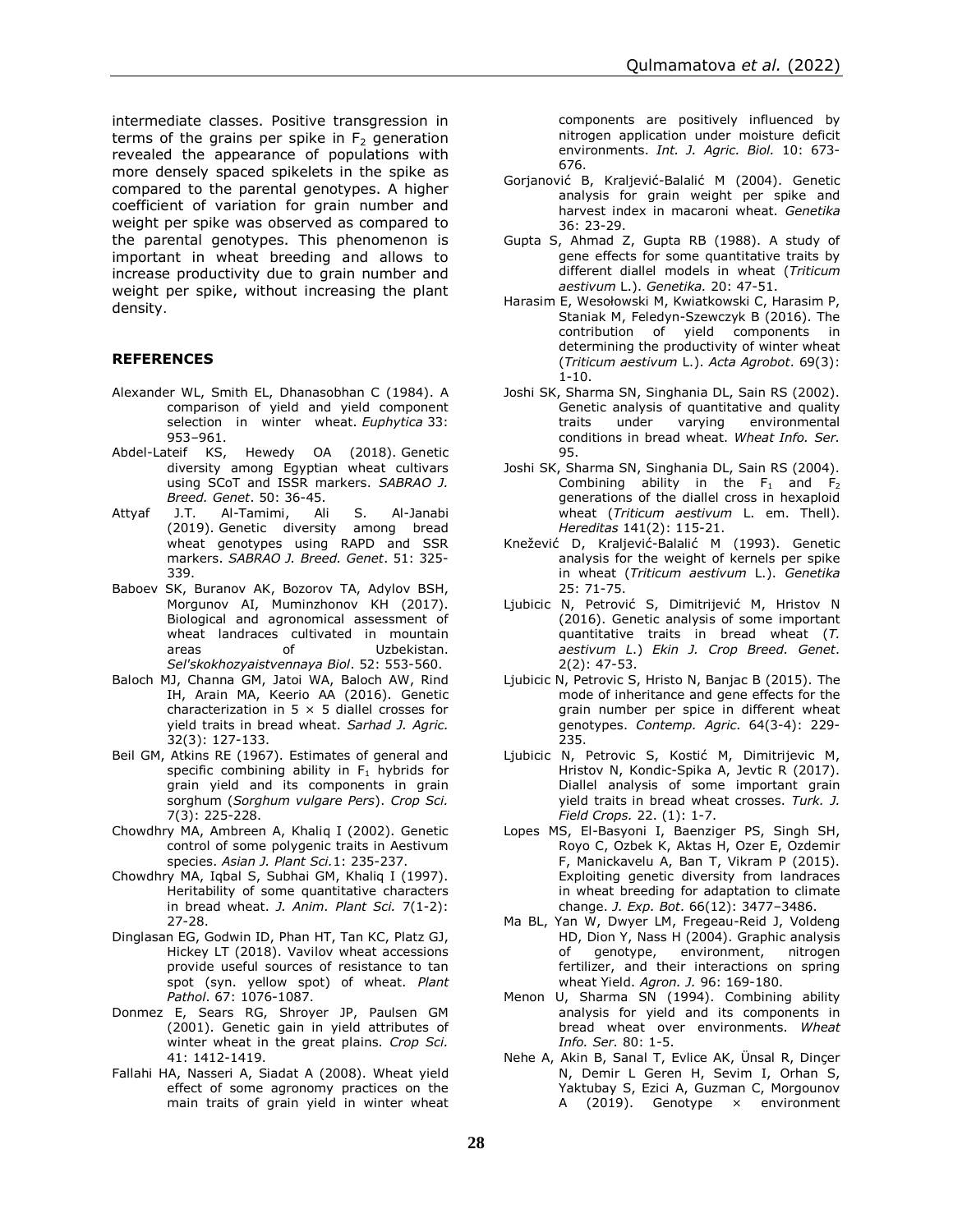intermediate classes. Positive transgression in terms of the grains per spike in $F_2$ generation revealed the appearance of populations with more densely spaced spikelets in the spike as compared to the parental genotypes. A higher coefficient of variation for grain number and weight per spike was observed as compared to the parental genotypes. This phenomenon is important in wheat breeding and allows to increase productivity due to grain number and weight per spike, without increasing the plant density.

## REFERENCES

Alexander WL, Smith EL, Dhanasobhan C (1984). A comparison of yield and yield component selection in winter wheat. *Euphytica* 33: 953–961.

Abdel-Lateif KS, Hewedy OA (2018). Genetic diversity among Egyptian wheat cultivars using SCoT and ISSR markers. *SABRAO J. Breed. Genet*. 50: 36-45.

Attyaf J.T. Al-Tamimi, Ali S. Al-Janabi (2019). Genetic diversity among bread wheat genotypes using RAPD and SSR markers. *SABRAO J. Breed. Genet*. 51: 325-339.

Baboev SK, Buranov AK, Bozorov TA, Adylov BSH, Morgunov AI, Muminzhonov KH (2017). Biological and agronomical assessment of wheat landraces cultivated in mountain areas of Uzbekistan. *Sel'skokhozyaistvennaya Biol*. 52: 553-560.

Baloch MJ, Channa GM, Jatoi WA, Baloch AW, Rind IH, Arain MA, Keerio AA (2016). Genetic characterization in 5 × 5 diallel crosses for yield traits in bread wheat. *Sarhad J. Agric.* 32(3): 127-133.

Beil GM, Atkins RE (1967). Estimates of general and specific combining ability in $F_1$ hybrids for grain yield and its components in grain sorghum (*Sorghum vulgare Pers*). *Crop Sci.* 7(3): 225-228.

Chowdhry MA, Ambreen A, Khaliq I (2002). Genetic control of some polygenic traits in Aestivum species. *Asian J. Plant Sci.*1: 235-237.

Chowdhry MA, Iqbal S, Subhai GM, Khaliq I (1997). Heritability of some quantitative characters in bread wheat. *J. Anim. Plant Sci.* 7(1-2): 27-28.

Dinglasan EG, Godwin ID, Phan HT, Tan KC, Platz GJ, Hickey LT (2018). Vavilov wheat accessions provide useful sources of resistance to tan spot (syn. yellow spot) of wheat. *Plant Pathol*. 67: 1076-1087.

Donmez E, Sears RG, Shroyer JP, Paulsen GM (2001). Genetic gain in yield attributes of winter wheat in the great plains. *Crop Sci.* 41: 1412-1419.

Fallahi HA, Nasseri A, Siadat A (2008). Wheat yield effect of some agronomy practices on the main traits of grain yield in winter wheat components are positively influenced by nitrogen application under moisture deficit environments. *Int. J. Agric. Biol.* 10: 673-676.

Gorjanović B, Kraljević-Balalić M (2004). Genetic analysis for grain weight per spike and harvest index in macaroni wheat. *Genetika* 36: 23-29.

Gupta S, Ahmad Z, Gupta RB (1988). A study of gene effects for some quantitative traits by different diallel models in wheat (*Triticum aestivum* L.). *Genetika.* 20: 47-51.

Harasim E, Wesołowski M, Kwiatkowski C, Harasim P, Staniak M, Feledyn-Szewczyk B (2016). The contribution of yield components in determining the productivity of winter wheat (*Triticum aestivum* L.). *Acta Agrobot*. 69(3): 1-10.

Joshi SK, Sharma SN, Singhania DL, Sain RS (2002). Genetic analysis of quantitative and quality traits under varying environmental conditions in bread wheat. *Wheat Info. Ser.* 95.

Joshi SK, Sharma SN, Singhania DL, Sain RS (2004). Combining ability in the $F_1$ and $F_2$ generations of the diallel cross in hexaploid wheat (*Triticum aestivum* L. em. Thell). *Hereditas* 141(2): 115-21.

Knežević D, Kraljević-Balalić M (1993). Genetic analysis for the weight of kernels per spike in wheat (*Triticum aestivum* L.). *Genetika* 25: 71-75.

Ljubicic N, Petrović S, Dimitrijević M, Hristov N (2016). Genetic analysis of some important quantitative traits in bread wheat (*T. aestivum L.*) *Ekin J. Crop Breed. Genet*. 2(2): 47-53.

Ljubicic N, Petrovic S, Hristo N, Banjac B (2015). The mode of inheritance and gene effects for the grain number per spice in different wheat genotypes. *Contemp. Agric*. 64(3-4): 229-235.

Ljubicic N, Petrovic S, Kostić M, Dimitrijevic M, Hristov N, Kondic-Spika A, Jevtic R (2017). Diallel analysis of some important grain yield traits in bread wheat crosses. *Turk. J. Field Crops.* 22. (1): 1-7.

Lopes MS, El-Basyoni I, Baenziger PS, Singh SH, Royo C, Ozbek K, Aktas H, Ozer E, Ozdemir F, Manickavelu A, Ban T, Vikram P (2015). Exploiting genetic diversity from landraces in wheat breeding for adaptation to climate change. *J. Exp. Bot*. 66(12): 3477–3486.

Ma BL, Yan W, Dwyer LM, Fregeau-Reid J, Voldeng HD, Dion Y, Nass H (2004). Graphic analysis of genotype, environment, nitrogen fertilizer, and their interactions on spring wheat Yield. *Agron. J.* 96: 169-180.

Menon U, Sharma SN (1994). Combining ability analysis for yield and its components in bread wheat over environments. *Wheat Info. Ser.* 80: 1-5.

Nehe A, Akin B, Sanal T, Evlice AK, Ünsal R, Dinçer N, Demir L Geren H, Sevim I, Orhan S, Yaktubay S, Ezici A, Guzman C, Morgounov A (2019). Genotype × environment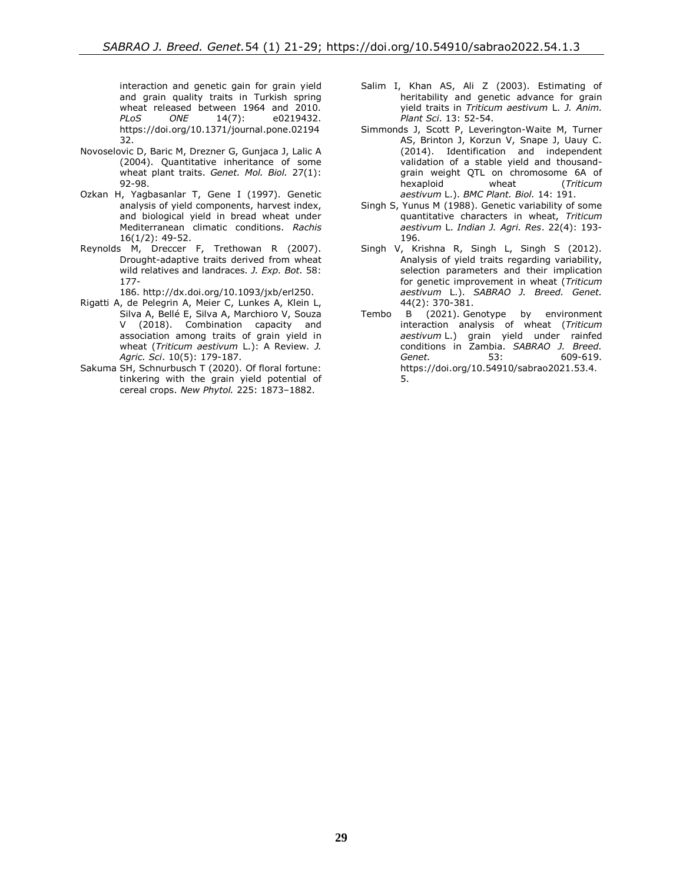interaction and genetic gain for grain yield and grain quality traits in Turkish spring wheat released between 1964 and 2010. *PLoS ONE* 14(7): e0219432. https://doi.org/10.1371/journal.pone.0219432.

Novoselovic D, Baric M, Drezner G, Gunjaca J, Lalic A (2004). Quantitative inheritance of some wheat plant traits. *Genet. Mol. Biol.* 27(1): 92-98.

Ozkan H, Yagbasanlar T, Gene I (1997). Genetic analysis of yield components, harvest index, and biological yield in bread wheat under Mediterranean climatic conditions. *Rachis* 16(1/2): 49-52.

Reynolds M, Dreccer F, Trethowan R (2007). Drought-adaptive traits derived from wheat wild relatives and landraces. *J. Exp. Bot.* 58: 177-186. http://dx.doi.org/10.1093/jxb/erl250.

Rigatti A, de Pelegrin A, Meier C, Lunkes A, Klein L, Silva A, Bellé E, Silva A, Marchioro V, Souza V (2018). Combination capacity and association among traits of grain yield in wheat (*Triticum aestivum* L.): A Review. *J. Agric. Sci*. 10(5): 179-187.

Sakuma SH, Schnurbusch T (2020). Of floral fortune: tinkering with the grain yield potential of cereal crops. *New Phytol.* 225: 1873–1882.

Salim I, Khan AS, Ali Z (2003). Estimating of heritability and genetic advance for grain yield traits in *Triticum aestivum* L. *J. Anim. Plant Sci*. 13: 52-54.

Simmonds J, Scott P, Leverington-Waite M, Turner AS, Brinton J, Korzun V, Snape J, Uauy C. (2014). Identification and independent validation of a stable yield and thousand-grain weight QTL on chromosome 6A of hexaploid wheat (*Triticum aestivum* L.). *BMC Plant. Biol.* 14: 191.

Singh S, Yunus M (1988). Genetic variability of some quantitative characters in wheat, *Triticum aestivum* L. *Indian J. Agri. Res*. 22(4): 193-196.

Singh V, Krishna R, Singh L, Singh S (2012). Analysis of yield traits regarding variability, selection parameters and their implication for genetic improvement in wheat (*Triticum aestivum* L.). *SABRAO J. Breed. Genet.* 44(2): 370-381.

Tembo B (2021). Genotype by environment interaction analysis of wheat (*Triticum aestivum* L.) grain yield under rainfed conditions in Zambia. *SABRAO J. Breed. Genet.* 53: 609-619. https://doi.org/10.54910/sabrao2021.53.4.5.